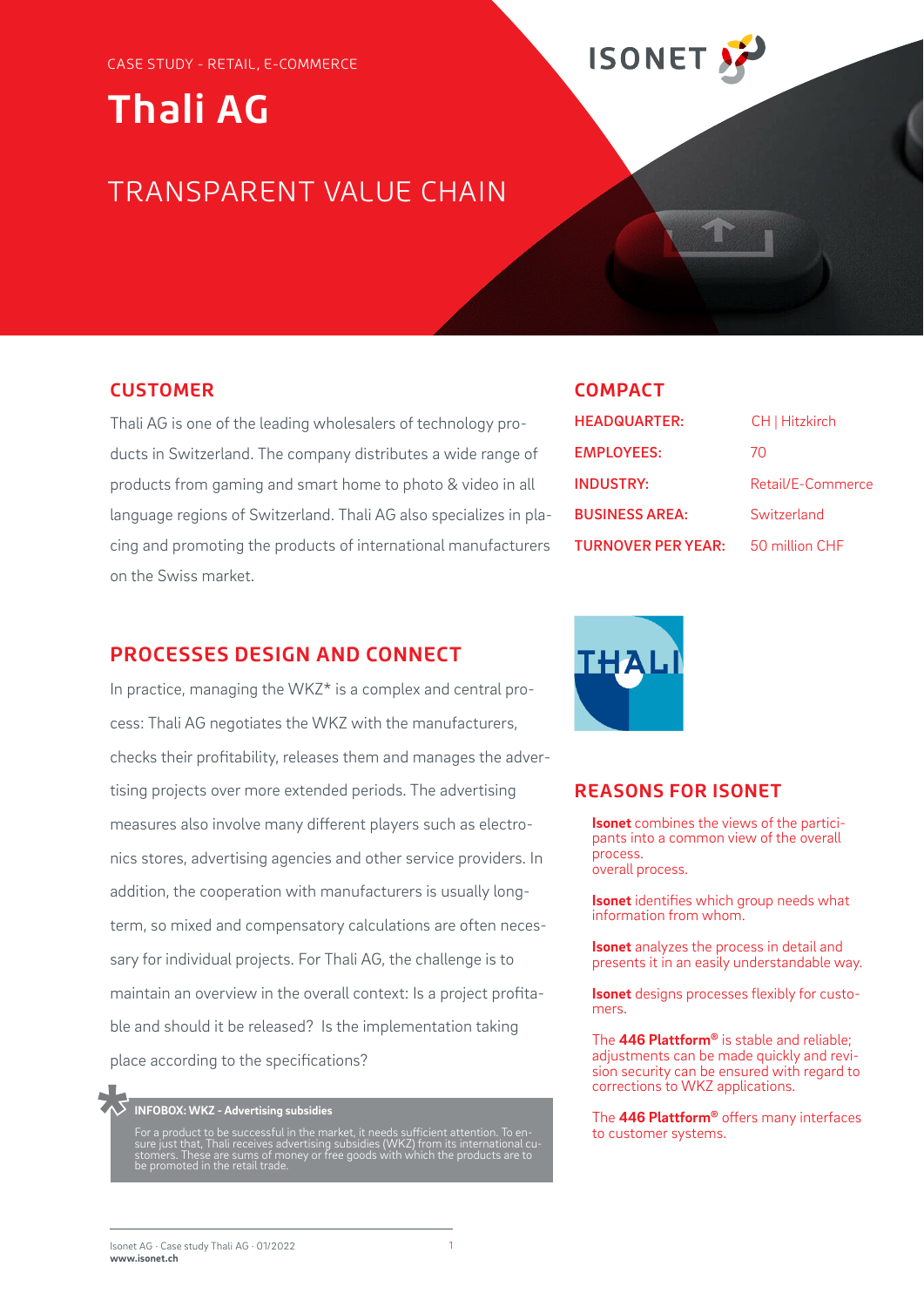CASE STUDY - RETAIL, E-COMMERCE

# Thali AG

## TRANSPARENT VALUE CHAIN

## CUSTOMER

Thali AG is one of the leading wholesalers of technology products in Switzerland. The company distributes a wide range of products from gaming and smart home to photo & video in all language regions of Switzerland. Thali AG also specializes in placing and promoting the products of international manufacturers on the Swiss market.

## COMPACT

| | |
|---|---|
| **HEADQUARTER:** | CH \| Hitzkirch |
| **EMPLOYEES:** | 70 |
| **INDUSTRY:** | Retail/E-Commerce |
| **BUSINESS AREA:** | Switzerland |
| **TURNOVER PER YEAR:** | 50 million CHF |

## PROCESSES DESIGN AND CONNECT

In practice, managing the WKZ* is a complex and central process: Thali AG negotiates the WKZ with the manufacturers, checks their profitability, releases them and manages the advertising projects over more extended periods. The advertising measures also involve many different players such as electronics stores, advertising agencies and other service providers. In addition, the cooperation with manufacturers is usually long-term, so mixed and compensatory calculations are often necessary for individual projects. For Thali AG, the challenge is to maintain an overview in the overall context: Is a project profitable and should it be released? Is the implementation taking place according to the specifications?

**INFOBOX: WKZ - Advertising subsidies**

For a product to be successful in the market, it needs sufficient attention. To ensure just that, Thali receives advertising subsidies (WKZ) from its international customers. These are sums of money or free goods with which the products are to be promoted in the retail trade.

## REASONS FOR ISONET

**Isonet** combines the views of the participants into a common view of the overall process.
overall process.

**Isonet** identifies which group needs what information from whom.

**Isonet** analyzes the process in detail and presents it in an easily understandable way.

**Isonet** designs processes flexibly for customers.

The **446 Plattform®** is stable and reliable; adjustments can be made quickly and revision security can be ensured with regard to corrections to WKZ applications.

The **446 Plattform®** offers many interfaces to customer systems.

Isonet AG · Case study Thali AG · 01/2022
**www.isonet.ch**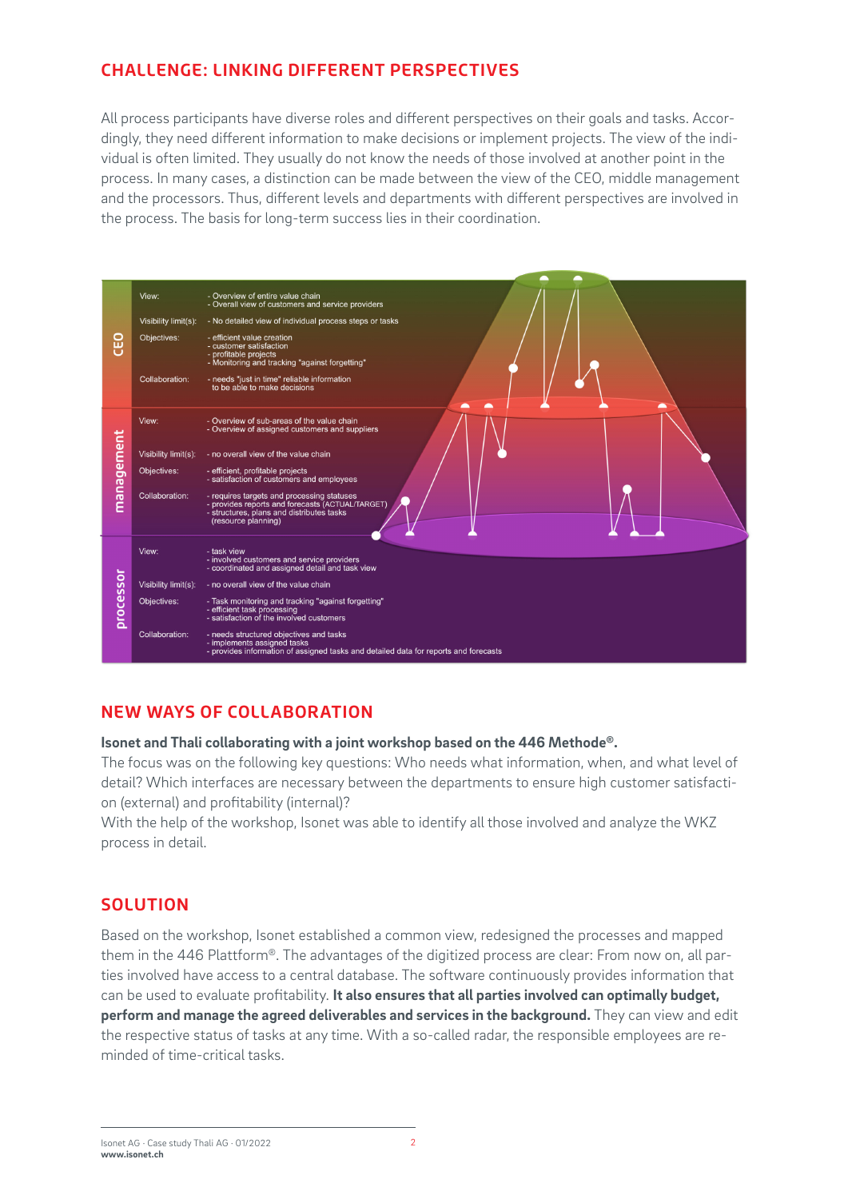## CHALLENGE: LINKING DIFFERENT PERSPECTIVES

All process participants have diverse roles and different perspectives on their goals and tasks. Accordingly, they need different information to make decisions or implement projects. The view of the individual is often limited. They usually do not know the needs of those involved at another point in the process. In many cases, a distinction can be made between the view of the CEO, middle management and the processors. Thus, different levels and departments with different perspectives are involved in the process. The basis for long-term success lies in their coordination.

| | | |
|---|---|---|
| **CEO** | View: | - Overview of entire value chain<br>- Overall view of customers and service providers |
| | Visibility limit(s): | - No detailed view of individual process steps or tasks |
| | Objectives: | - efficient value creation<br>- customer satisfaction<br>- profitable projects<br>- Monitoring and tracking "against forgetting" |
| | Collaboration: | - needs "just in time" reliable information to be able to make decisions |
| **management** | View: | - Overview of sub-areas of the value chain<br>- Overview of assigned customers and suppliers |
| | Visibility limit(s): | - no overall view of the value chain |
| | Objectives: | - efficient, profitable projects<br>- satisfaction of customers and employees |
| | Collaboration: | - requires targets and processing statuses<br>- provides reports and forecasts (ACTUAL/TARGET)<br>- structures, plans and distributes tasks (resource planning) |
| **processor** | View: | - task view<br>- involved customers and service providers<br>- coordinated and assigned detail and task view |
| | Visibility limit(s): | - no overall view of the value chain |
| | Objectives: | - Task monitoring and tracking "against forgetting"<br>- efficient task processing<br>- satisfaction of the involved customers |
| | Collaboration: | - needs structured objectives and tasks<br>- implements assigned tasks<br>- provides information of assigned tasks and detailed data for reports and forecasts |

## NEW WAYS OF COLLABORATION

**Isonet and Thali collaborating with a joint workshop based on the 446 Methode®.**
The focus was on the following key questions: Who needs what information, when, and what level of detail? Which interfaces are necessary between the departments to ensure high customer satisfaction (external) and profitability (internal)?
With the help of the workshop, Isonet was able to identify all those involved and analyze the WKZ process in detail.

## SOLUTION

Based on the workshop, Isonet established a common view, redesigned the processes and mapped them in the 446 Plattform®. The advantages of the digitized process are clear: From now on, all parties involved have access to a central database. The software continuously provides information that can be used to evaluate profitability. **It also ensures that all parties involved can optimally budget, perform and manage the agreed deliverables and services in the background.** They can view and edit the respective status of tasks at any time. With a so-called radar, the responsible employees are reminded of time-critical tasks.

Isonet AG · Case study Thali AG · 01/2022
**www.isonet.ch**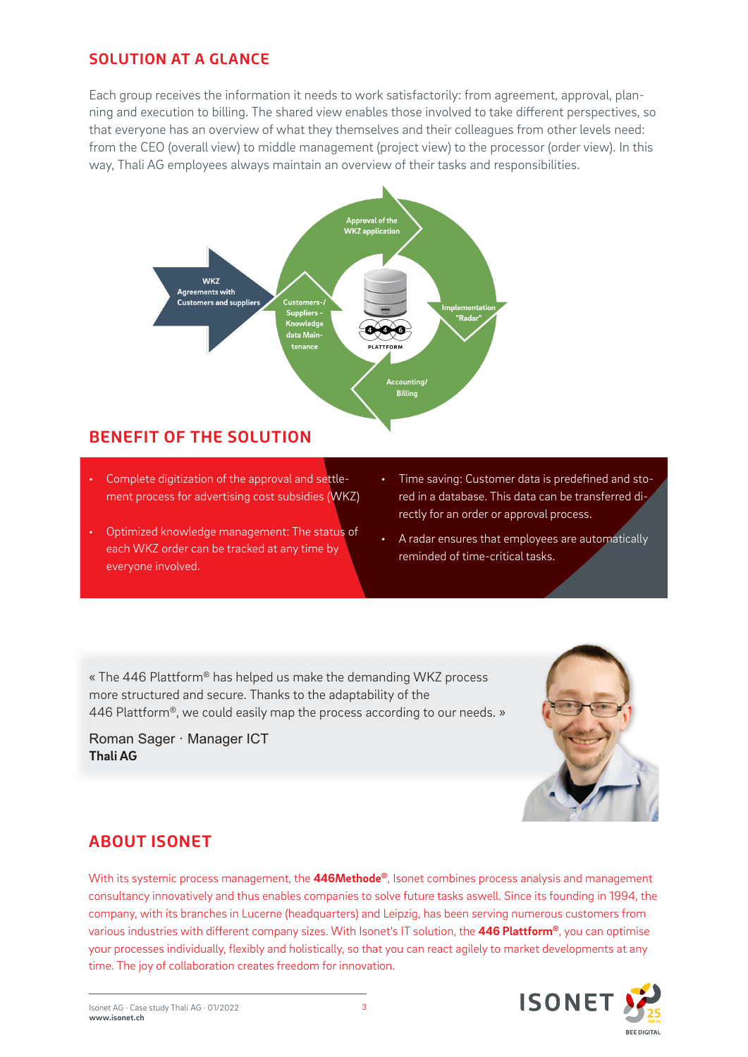## SOLUTION AT A GLANCE

Each group receives the information it needs to work satisfactorily: from agreement, approval, planning and execution to billing. The shared view enables those involved to take different perspectives, so that everyone has an overview of what they themselves and their colleagues from other levels need: from the CEO (overall view) to middle management (project view) to the processor (order view). In this way, Thali AG employees always maintain an overview of their tasks and responsibilities.

WKZ Agreements with Customers and suppliers

Approval of the WKZ application

Customers-/ Suppliers - Knowledge data Maintenance

Implementation "Radar"

Accounting/ Billing

446 PLATTFORM

## BENEFIT OF THE SOLUTION

- Complete digitization of the approval and settlement process for advertising cost subsidies (WKZ)
- Optimized knowledge management: The status of each WKZ order can be tracked at any time by everyone involved.
- Time saving: Customer data is predefined and stored in a database. This data can be transferred directly for an order or approval process.
- A radar ensures that employees are automatically reminded of time-critical tasks.

« The 446 Plattform® has helped us make the demanding WKZ process more structured and secure. Thanks to the adaptability of the 446 Plattform®, we could easily map the process according to our needs. »

Roman Sager · Manager ICT
**Thali AG**

## ABOUT ISONET

With its systemic process management, the **446Methode®**, Isonet combines process analysis and management consultancy innovatively and thus enables companies to solve future tasks aswell. Since its founding in 1994, the company, with its branches in Lucerne (headquarters) and Leipzig, has been serving numerous customers from various industries with different company sizes. With Isonet's IT solution, the **446 Plattform®**, you can optimise your processes individually, flexibly and holistically, so that you can react agilely to market developments at any time. The joy of collaboration creates freedom for innovation.

Isonet AG · Case study Thali AG · 01/2022
**www.isonet.ch**

ISONET 25 Jahre BEE DIGITAL